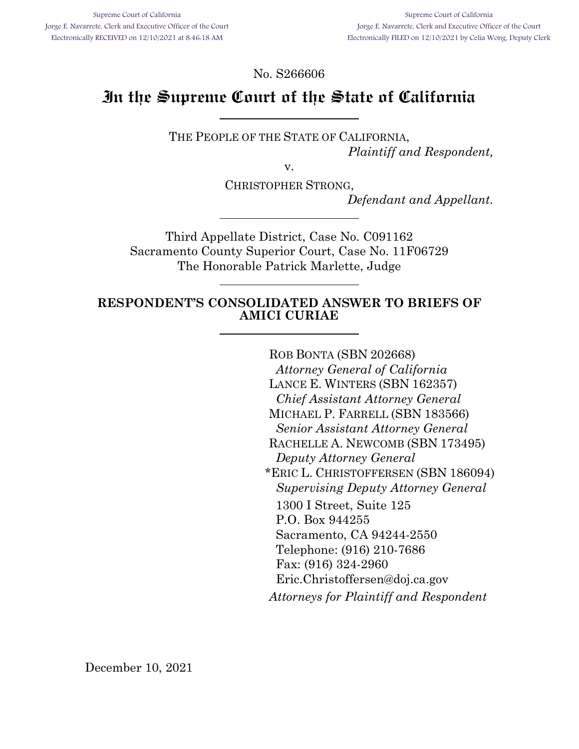Supreme Court of California
Jorge E. Navarrete, Clerk and Executive Officer of the Court
Electronically RECEIVED on 12/10/2021 at 8:46:18 AM

Supreme Court of California
Jorge E. Navarrete, Clerk and Executive Officer of the Court
Electronically FILED on 12/10/2021 by Celia Wong, Deputy Clerk

No. S266606

# In the Supreme Court of the State of California

THE PEOPLE OF THE STATE OF CALIFORNIA,
*Plaintiff and Respondent,*

v.

CHRISTOPHER STRONG,
*Defendant and Appellant.*

Third Appellate District, Case No. C091162
Sacramento County Superior Court, Case No. 11F06729
The Honorable Patrick Marlette, Judge

## RESPONDENT'S CONSOLIDATED ANSWER TO BRIEFS OF AMICI CURIAE

ROB BONTA (SBN 202668)
*Attorney General of California*
LANCE E. WINTERS (SBN 162357)
*Chief Assistant Attorney General*
MICHAEL P. FARRELL (SBN 183566)
*Senior Assistant Attorney General*
RACHELLE A. NEWCOMB (SBN 173495)
*Deputy Attorney General*
*ERIC L. CHRISTOFFERSEN (SBN 186094)
*Supervising Deputy Attorney General*
1300 I Street, Suite 125
P.O. Box 944255
Sacramento, CA 94244-2550
Telephone: (916) 210-7686
Fax: (916) 324-2960
Eric.Christoffersen@doj.ca.gov
*Attorneys for Plaintiff and Respondent*

December 10, 2021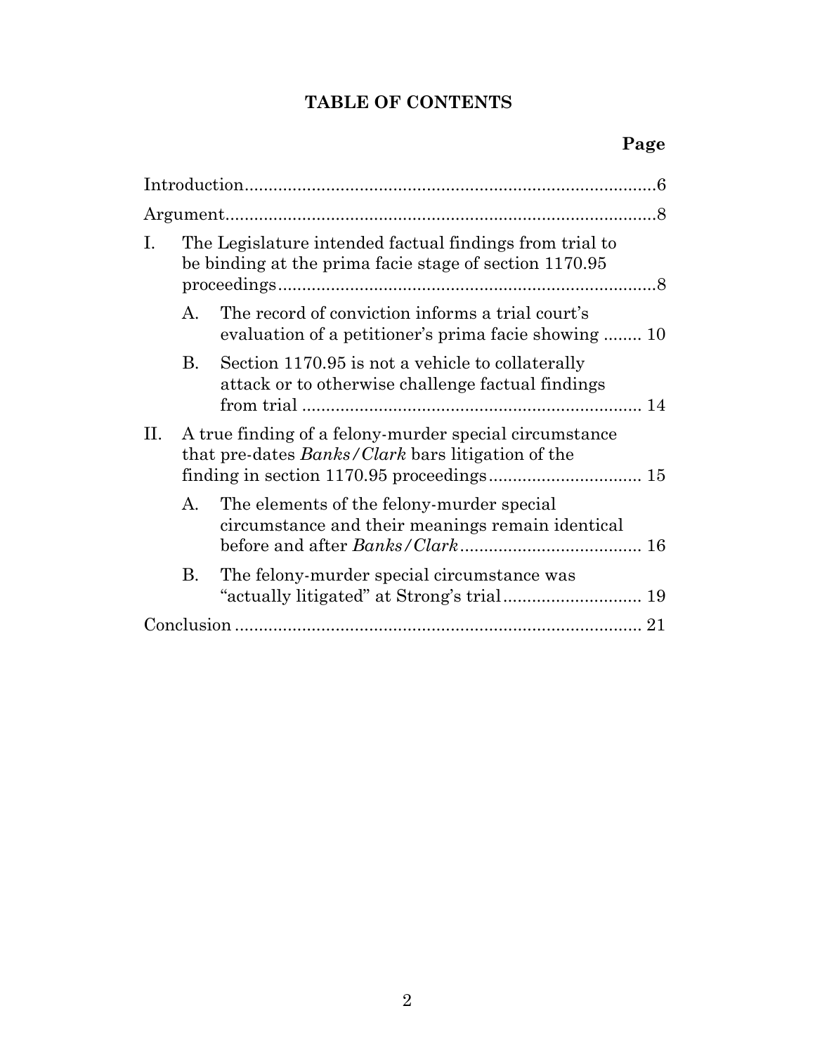# TABLE OF CONTENTS

**Page**

Introduction....................................................................................6

Argument........................................................................................8

I. The Legislature intended factual findings from trial to be binding at the prima facie stage of section 1170.95 proceedings..............................................................................8

   A. The record of conviction informs a trial court's evaluation of a petitioner's prima facie showing ........ 10

   B. Section 1170.95 is not a vehicle to collaterally attack or to otherwise challenge factual findings from trial ........................................................................ 14

II. A true finding of a felony-murder special circumstance that pre-dates *Banks/Clark* bars litigation of the finding in section 1170.95 proceedings................................ 15

   A. The elements of the felony-murder special circumstance and their meanings remain identical before and after *Banks/Clark*...................................... 16

   B. The felony-murder special circumstance was "actually litigated" at Strong's trial............................. 19

Conclusion ..................................................................................... 21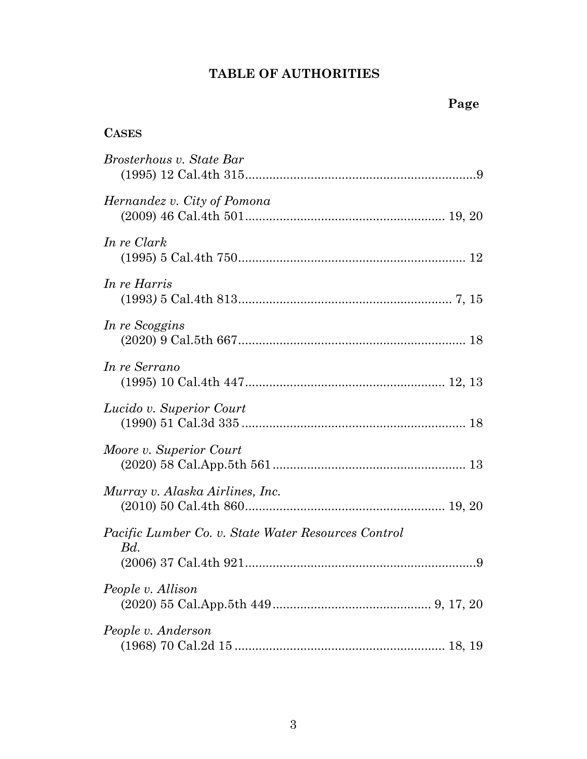# TABLE OF AUTHORITIES

**Page**

**CASES**

*Brosterhous v. State Bar*
(1995) 12 Cal.4th 315....................................................................9

*Hernandez v. City of Pomona*
(2009) 46 Cal.4th 501.......................................................... 19, 20

*In re Clark*
(1995) 5 Cal.4th 750.................................................................. 12

*In re Harris*
(1993) 5 Cal.4th 813.............................................................. 7, 15

*In re Scoggins*
(2020) 9 Cal.5th 667.................................................................. 18

*In re Serrano*
(1995) 10 Cal.4th 447.......................................................... 12, 13

*Lucido v. Superior Court*
(1990) 51 Cal.3d 335 ................................................................. 18

*Moore v. Superior Court*
(2020) 58 Cal.App.5th 561......................................................... 13

*Murray v. Alaska Airlines, Inc.*
(2010) 50 Cal.4th 860.......................................................... 19, 20

*Pacific Lumber Co. v. State Water Resources Control Bd.*
(2006) 37 Cal.4th 921....................................................................9

*People v. Allison*
(2020) 55 Cal.App.5th 449............................................. 9, 17, 20

*People v. Anderson*
(1968) 70 Cal.2d 15 ............................................................. 18, 19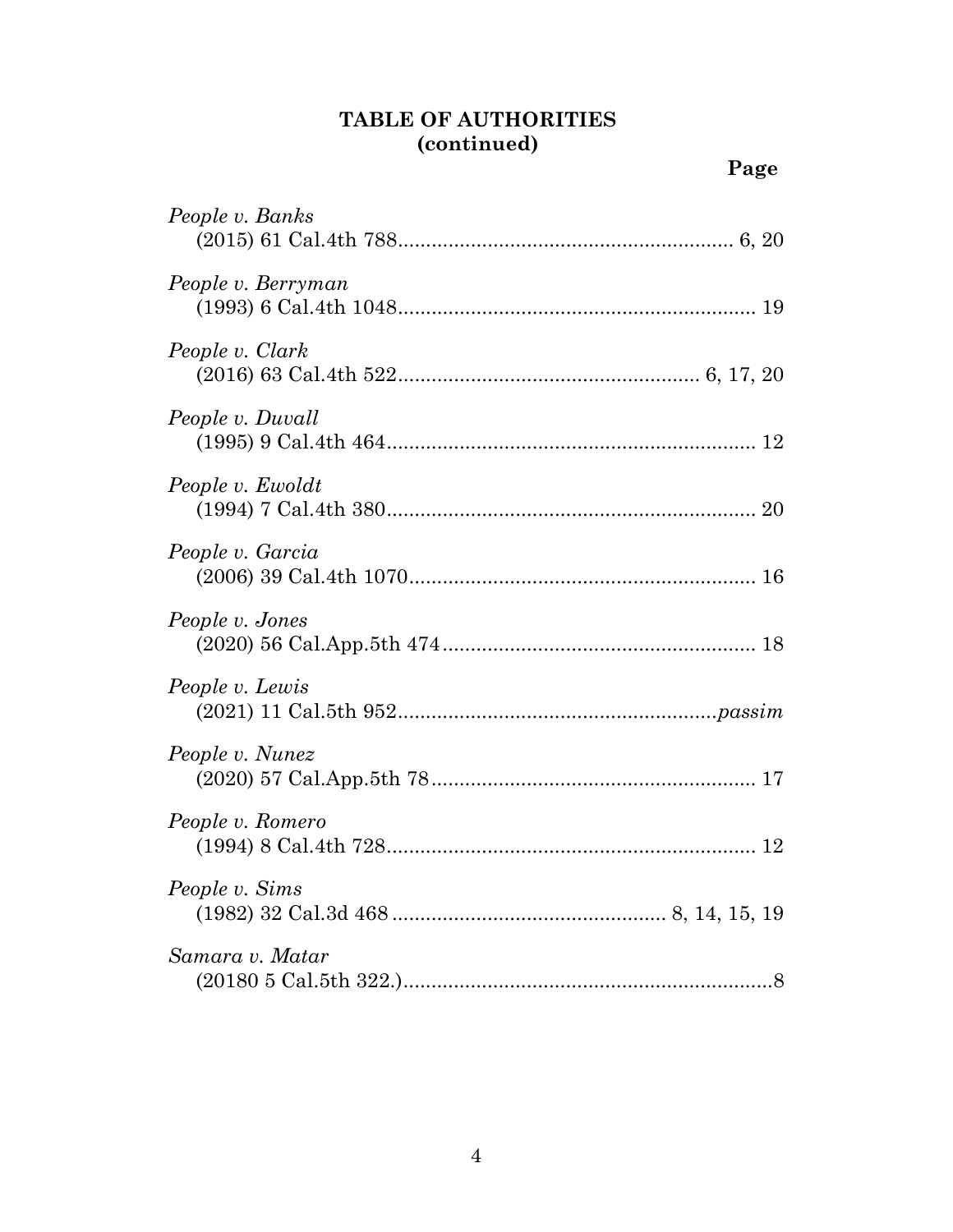## TABLE OF AUTHORITIES
## (continued)

**Page**

*People v. Banks*
(2015) 61 Cal.4th 788............................................................ 6, 20

*People v. Berryman*
(1993) 6 Cal.4th 1048............................................................... 19

*People v. Clark*
(2016) 63 Cal.4th 522..................................................... 6, 17, 20

*People v. Duvall*
(1995) 9 Cal.4th 464.................................................................. 12

*People v. Ewoldt*
(1994) 7 Cal.4th 380.................................................................. 20

*People v. Garcia*
(2006) 39 Cal.4th 1070.............................................................. 16

*People v. Jones*
(2020) 56 Cal.App.5th 474........................................................ 18

*People v. Lewis*
(2021) 11 Cal.5th 952........................................................*passim*

*People v. Nunez*
(2020) 57 Cal.App.5th 78.......................................................... 17

*People v. Romero*
(1994) 8 Cal.4th 728.................................................................. 12

*People v. Sims*
(1982) 32 Cal.3d 468 ................................................ 8, 14, 15, 19

*Samara v. Matar*
(20180 5 Cal.5th 322.)..................................................................8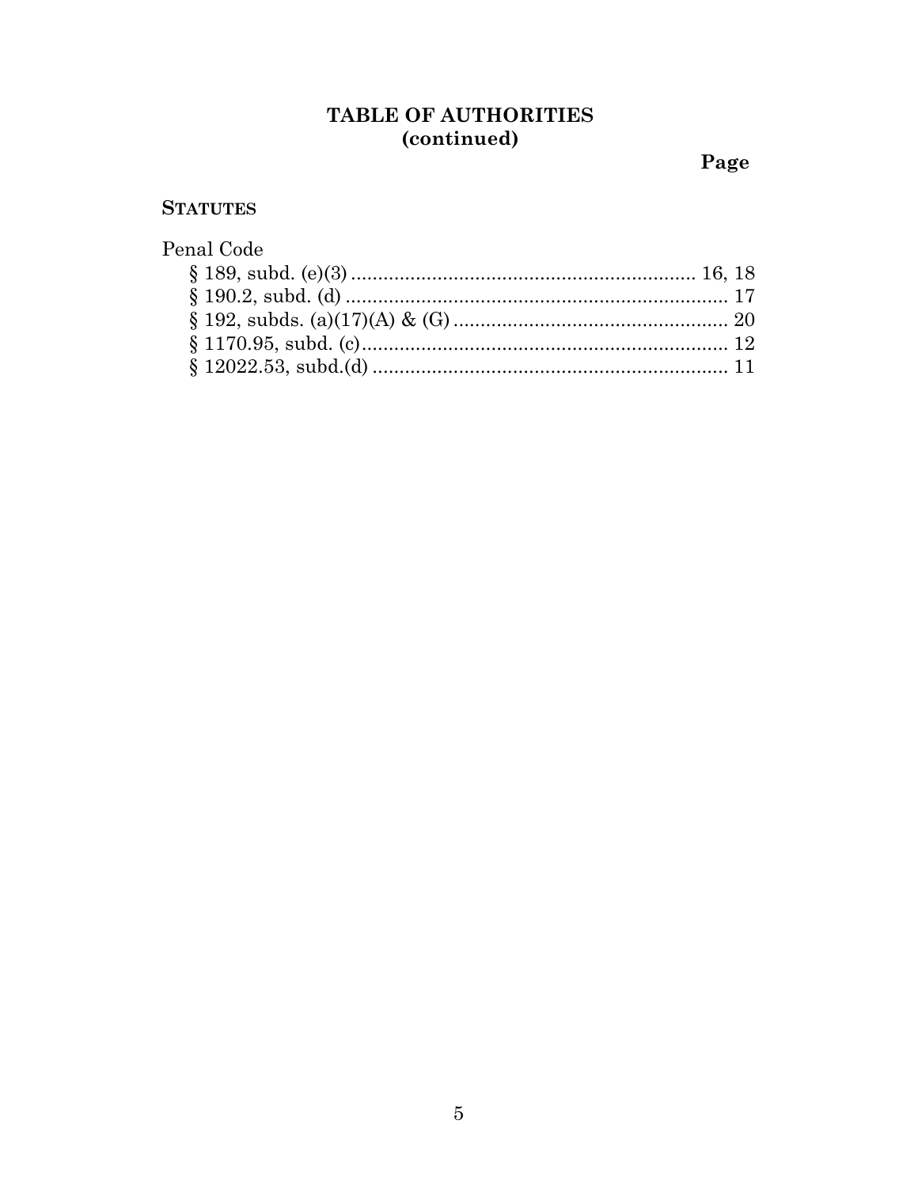# TABLE OF AUTHORITIES
## (continued)

**Page**

**STATUTES**

Penal Code

- § 189, subd. (e)(3) ................................................................ 16, 18
- § 190.2, subd. (d) ....................................................................... 17
- § 192, subds. (a)(17)(A) & (G) .................................................... 20
- § 1170.95, subd. (c) .................................................................... 12
- § 12022.53, subd.(d) .................................................................. 11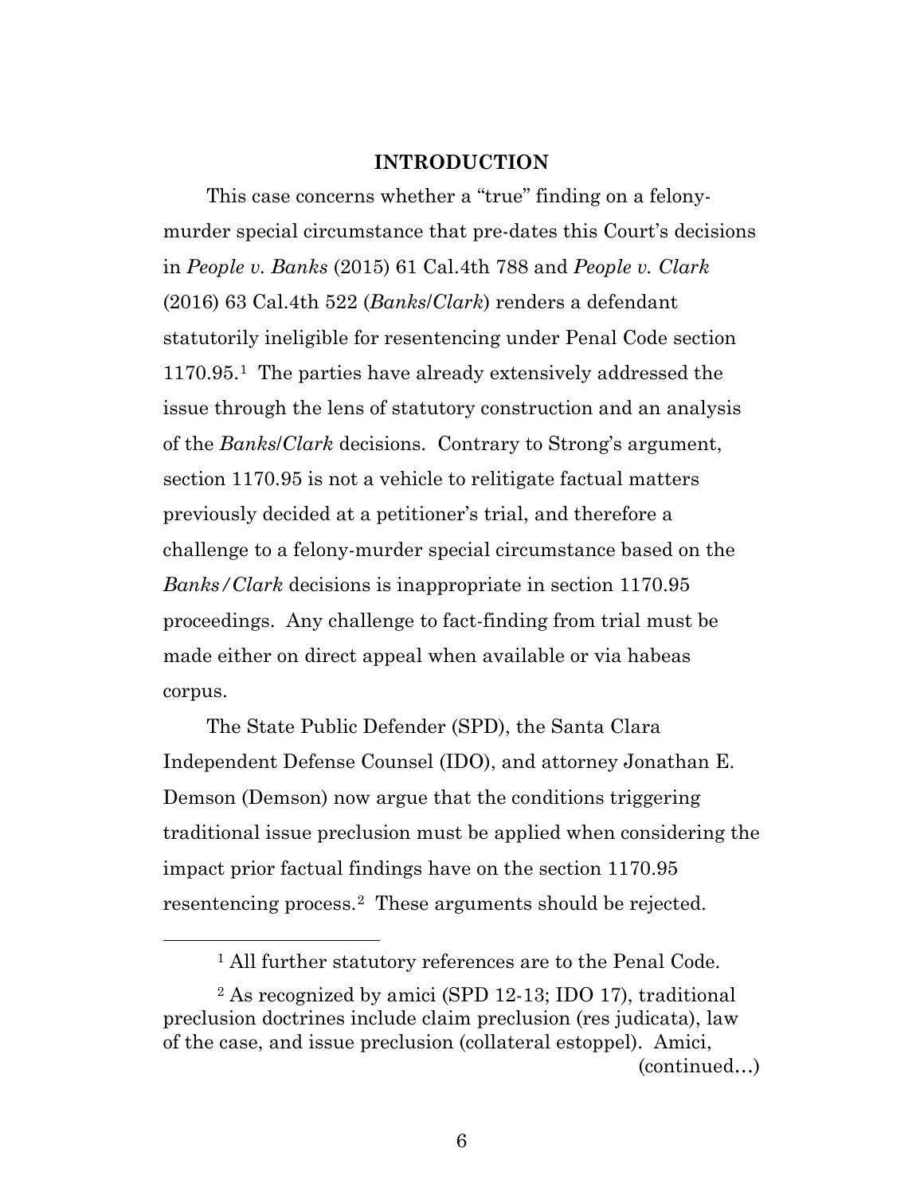## INTRODUCTION

This case concerns whether a "true" finding on a felony-murder special circumstance that pre-dates this Court's decisions in *People v. Banks* (2015) 61 Cal.4th 788 and *People v. Clark* (2016) 63 Cal.4th 522 (*Banks*/*Clark*) renders a defendant statutorily ineligible for resentencing under Penal Code section 1170.95.[1] The parties have already extensively addressed the issue through the lens of statutory construction and an analysis of the *Banks*/*Clark* decisions. Contrary to Strong's argument, section 1170.95 is not a vehicle to relitigate factual matters previously decided at a petitioner's trial, and therefore a challenge to a felony-murder special circumstance based on the *Banks/Clark* decisions is inappropriate in section 1170.95 proceedings. Any challenge to fact-finding from trial must be made either on direct appeal when available or via habeas corpus.

The State Public Defender (SPD), the Santa Clara Independent Defense Counsel (IDO), and attorney Jonathan E. Demson (Demson) now argue that the conditions triggering traditional issue preclusion must be applied when considering the impact prior factual findings have on the section 1170.95 resentencing process.[2] These arguments should be rejected.

---

[1] All further statutory references are to the Penal Code.

[2] As recognized by amici (SPD 12-13; IDO 17), traditional preclusion doctrines include claim preclusion (res judicata), law of the case, and issue preclusion (collateral estoppel). Amici, (continued…)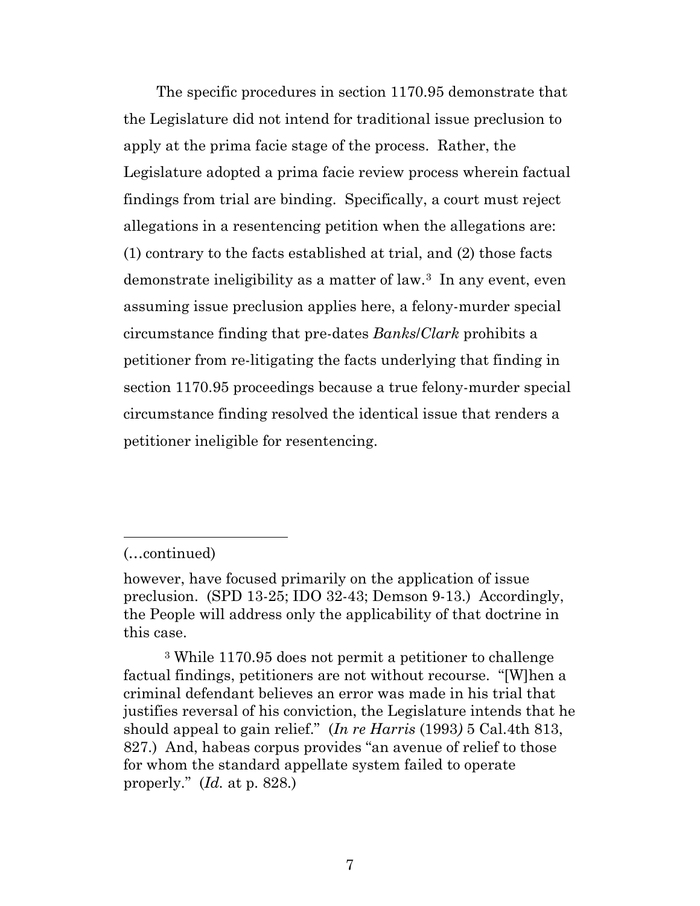The specific procedures in section 1170.95 demonstrate that the Legislature did not intend for traditional issue preclusion to apply at the prima facie stage of the process. Rather, the Legislature adopted a prima facie review process wherein factual findings from trial are binding. Specifically, a court must reject allegations in a resentencing petition when the allegations are: (1) contrary to the facts established at trial, and (2) those facts demonstrate ineligibility as a matter of law.[3] In any event, even assuming issue preclusion applies here, a felony-murder special circumstance finding that pre-dates *Banks/Clark* prohibits a petitioner from re-litigating the facts underlying that finding in section 1170.95 proceedings because a true felony-murder special circumstance finding resolved the identical issue that renders a petitioner ineligible for resentencing.

---

(…continued)

however, have focused primarily on the application of issue preclusion. (SPD 13-25; IDO 32-43; Demson 9-13.) Accordingly, the People will address only the applicability of that doctrine in this case.

[3] While 1170.95 does not permit a petitioner to challenge factual findings, petitioners are not without recourse. "[W]hen a criminal defendant believes an error was made in his trial that justifies reversal of his conviction, the Legislature intends that he should appeal to gain relief." (*In re Harris* (1993) 5 Cal.4th 813, 827.) And, habeas corpus provides "an avenue of relief to those for whom the standard appellate system failed to operate properly." (*Id.* at p. 828.)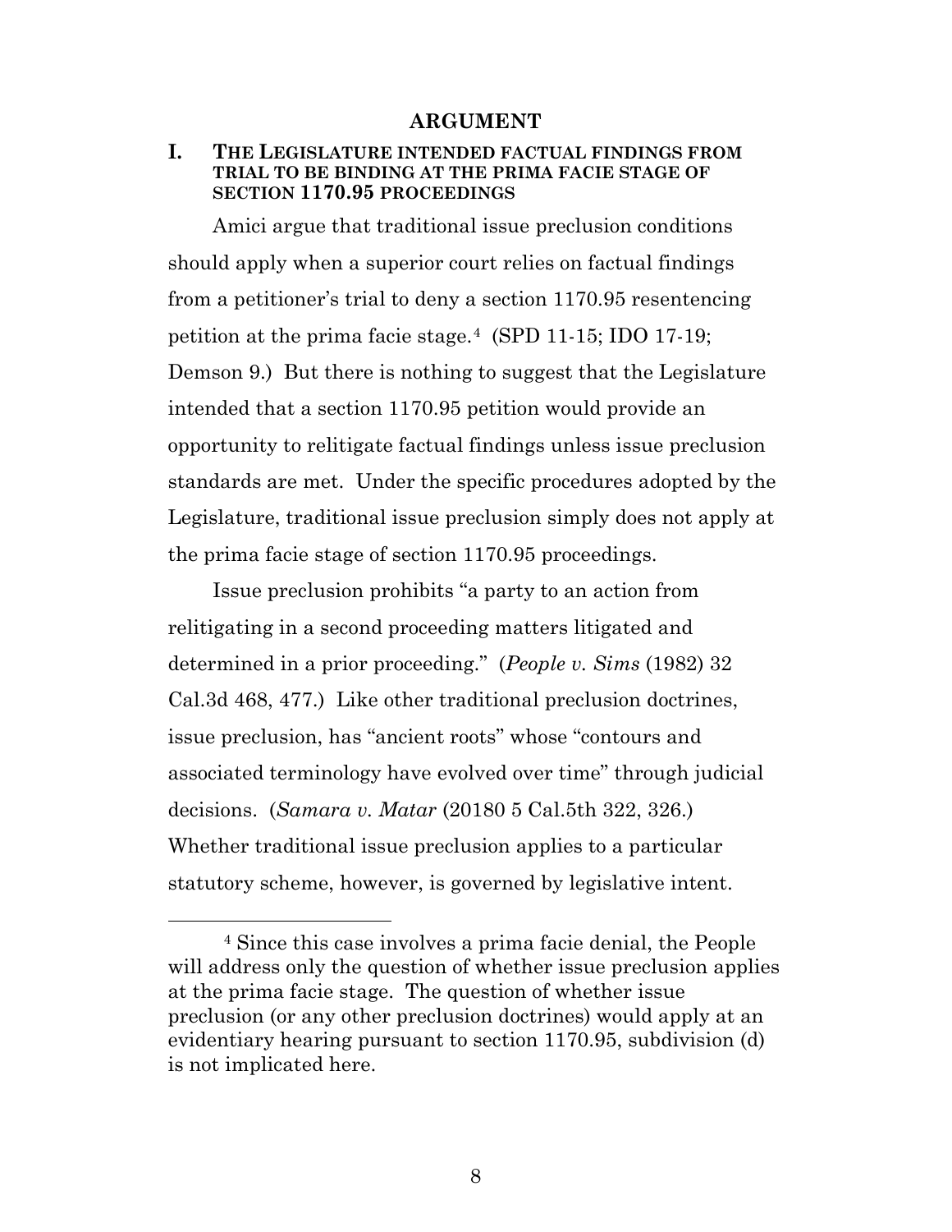## ARGUMENT

### I. THE LEGISLATURE INTENDED FACTUAL FINDINGS FROM TRIAL TO BE BINDING AT THE PRIMA FACIE STAGE OF SECTION 1170.95 PROCEEDINGS

Amici argue that traditional issue preclusion conditions should apply when a superior court relies on factual findings from a petitioner's trial to deny a section 1170.95 resentencing petition at the prima facie stage.[4] (SPD 11-15; IDO 17-19; Demson 9.) But there is nothing to suggest that the Legislature intended that a section 1170.95 petition would provide an opportunity to relitigate factual findings unless issue preclusion standards are met. Under the specific procedures adopted by the Legislature, traditional issue preclusion simply does not apply at the prima facie stage of section 1170.95 proceedings.

Issue preclusion prohibits "a party to an action from relitigating in a second proceeding matters litigated and determined in a prior proceeding." (*People v. Sims* (1982) 32 Cal.3d 468, 477.) Like other traditional preclusion doctrines, issue preclusion, has "ancient roots" whose "contours and associated terminology have evolved over time" through judicial decisions. (*Samara v. Matar* (20180 5 Cal.5th 322, 326.) Whether traditional issue preclusion applies to a particular statutory scheme, however, is governed by legislative intent.

---

[4] Since this case involves a prima facie denial, the People will address only the question of whether issue preclusion applies at the prima facie stage. The question of whether issue preclusion (or any other preclusion doctrines) would apply at an evidentiary hearing pursuant to section 1170.95, subdivision (d) is not implicated here.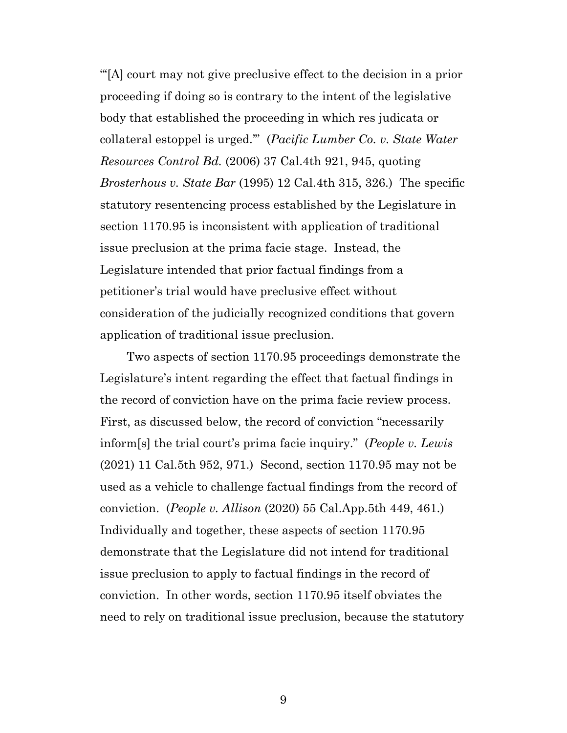"'[A] court may not give preclusive effect to the decision in a prior proceeding if doing so is contrary to the intent of the legislative body that established the proceeding in which res judicata or collateral estoppel is urged.'" (*Pacific Lumber Co. v. State Water Resources Control Bd.* (2006) 37 Cal.4th 921, 945, quoting *Brosterhous v. State Bar* (1995) 12 Cal.4th 315, 326.) The specific statutory resentencing process established by the Legislature in section 1170.95 is inconsistent with application of traditional issue preclusion at the prima facie stage. Instead, the Legislature intended that prior factual findings from a petitioner's trial would have preclusive effect without consideration of the judicially recognized conditions that govern application of traditional issue preclusion.

Two aspects of section 1170.95 proceedings demonstrate the Legislature's intent regarding the effect that factual findings in the record of conviction have on the prima facie review process. First, as discussed below, the record of conviction "necessarily inform[s] the trial court's prima facie inquiry." (*People v. Lewis* (2021) 11 Cal.5th 952, 971.) Second, section 1170.95 may not be used as a vehicle to challenge factual findings from the record of conviction. (*People v. Allison* (2020) 55 Cal.App.5th 449, 461.) Individually and together, these aspects of section 1170.95 demonstrate that the Legislature did not intend for traditional issue preclusion to apply to factual findings in the record of conviction. In other words, section 1170.95 itself obviates the need to rely on traditional issue preclusion, because the statutory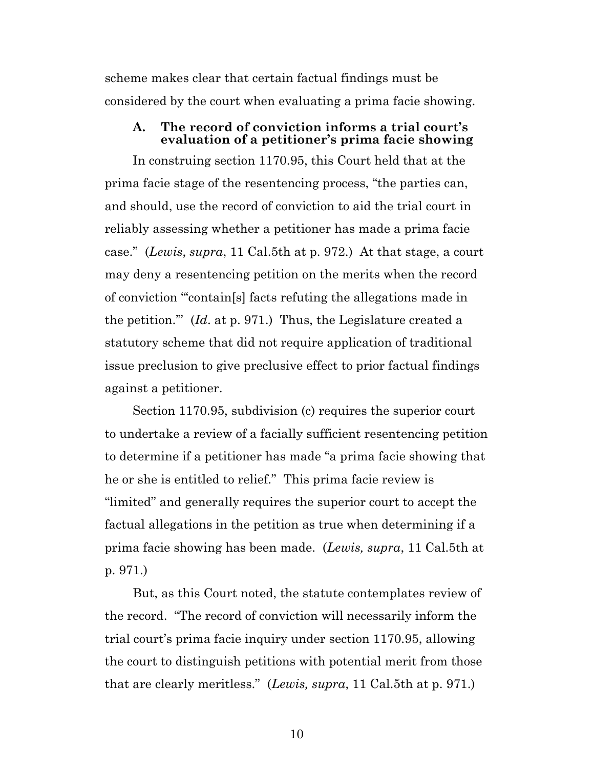scheme makes clear that certain factual findings must be considered by the court when evaluating a prima facie showing.

### A. The record of conviction informs a trial court's evaluation of a petitioner's prima facie showing

In construing section 1170.95, this Court held that at the prima facie stage of the resentencing process, "the parties can, and should, use the record of conviction to aid the trial court in reliably assessing whether a petitioner has made a prima facie case." (*Lewis*, *supra*, 11 Cal.5th at p. 972.) At that stage, a court may deny a resentencing petition on the merits when the record of conviction "'contain[s] facts refuting the allegations made in the petition.'" (*Id*. at p. 971.) Thus, the Legislature created a statutory scheme that did not require application of traditional issue preclusion to give preclusive effect to prior factual findings against a petitioner.

Section 1170.95, subdivision (c) requires the superior court to undertake a review of a facially sufficient resentencing petition to determine if a petitioner has made "a prima facie showing that he or she is entitled to relief." This prima facie review is "limited" and generally requires the superior court to accept the factual allegations in the petition as true when determining if a prima facie showing has been made. (*Lewis, supra*, 11 Cal.5th at p. 971.)

But, as this Court noted, the statute contemplates review of the record. "The record of conviction will necessarily inform the trial court's prima facie inquiry under section 1170.95, allowing the court to distinguish petitions with potential merit from those that are clearly meritless." (*Lewis, supra*, 11 Cal.5th at p. 971.)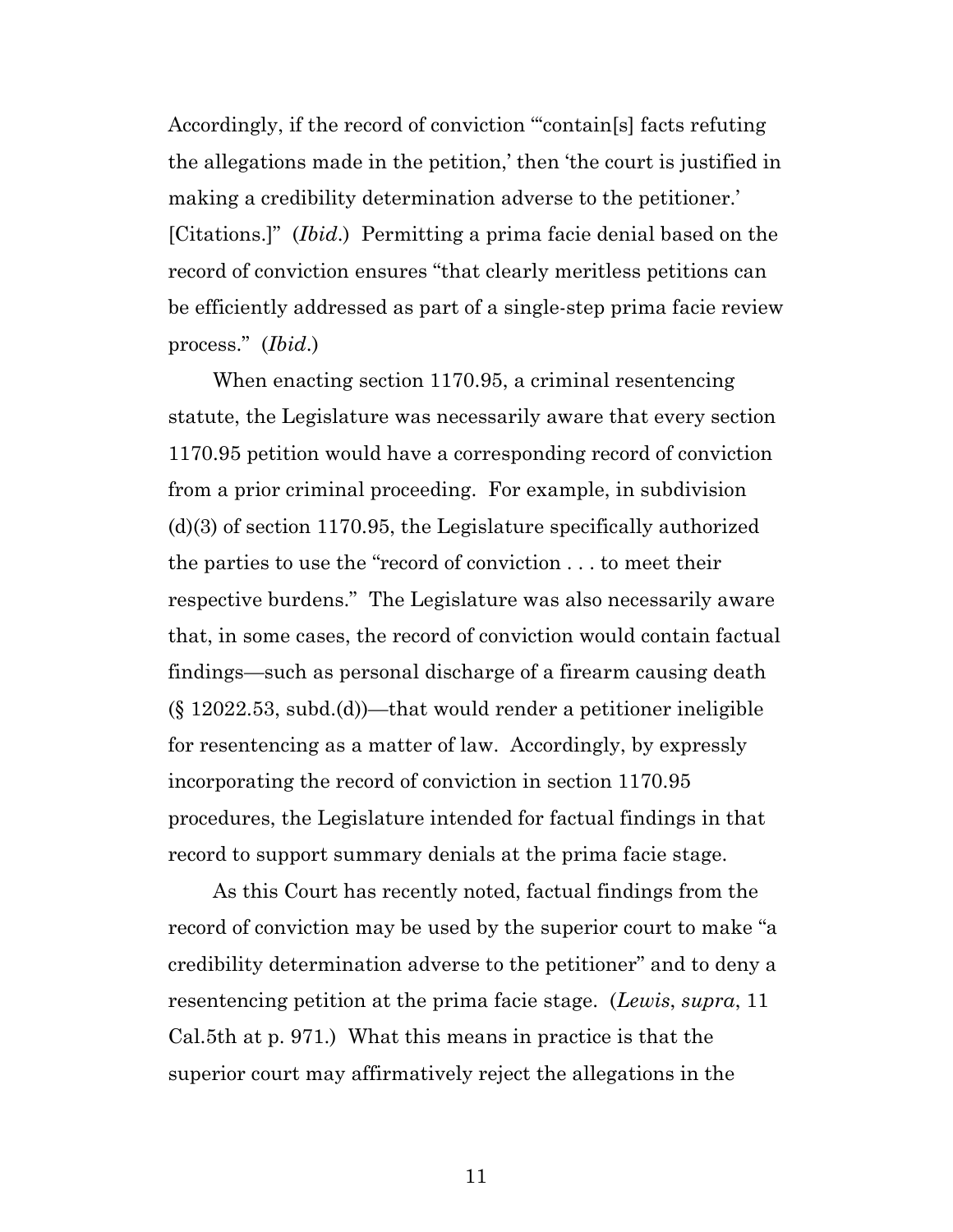Accordingly, if the record of conviction "'contain[s] facts refuting the allegations made in the petition,' then 'the court is justified in making a credibility determination adverse to the petitioner.' [Citations.]" (*Ibid*.) Permitting a prima facie denial based on the record of conviction ensures "that clearly meritless petitions can be efficiently addressed as part of a single-step prima facie review process." (*Ibid*.)

When enacting section 1170.95, a criminal resentencing statute, the Legislature was necessarily aware that every section 1170.95 petition would have a corresponding record of conviction from a prior criminal proceeding. For example, in subdivision (d)(3) of section 1170.95, the Legislature specifically authorized the parties to use the "record of conviction . . . to meet their respective burdens." The Legislature was also necessarily aware that, in some cases, the record of conviction would contain factual findings—such as personal discharge of a firearm causing death (§ 12022.53, subd.(d))—that would render a petitioner ineligible for resentencing as a matter of law. Accordingly, by expressly incorporating the record of conviction in section 1170.95 procedures, the Legislature intended for factual findings in that record to support summary denials at the prima facie stage.

As this Court has recently noted, factual findings from the record of conviction may be used by the superior court to make "a credibility determination adverse to the petitioner" and to deny a resentencing petition at the prima facie stage. (*Lewis*, *supra*, 11 Cal.5th at p. 971.) What this means in practice is that the superior court may affirmatively reject the allegations in the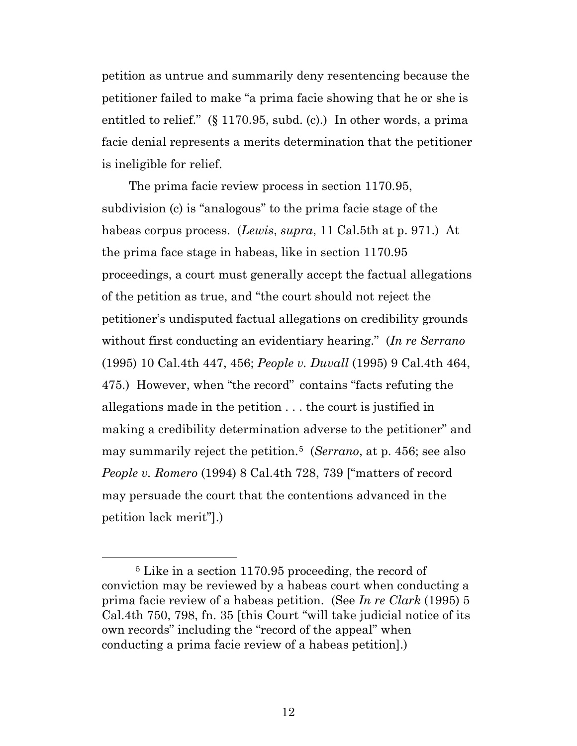petition as untrue and summarily deny resentencing because the petitioner failed to make "a prima facie showing that he or she is entitled to relief." (§ 1170.95, subd. (c).) In other words, a prima facie denial represents a merits determination that the petitioner is ineligible for relief.

The prima facie review process in section 1170.95, subdivision (c) is "analogous" to the prima facie stage of the habeas corpus process. (*Lewis*, *supra*, 11 Cal.5th at p. 971.) At the prima face stage in habeas, like in section 1170.95 proceedings, a court must generally accept the factual allegations of the petition as true, and "the court should not reject the petitioner's undisputed factual allegations on credibility grounds without first conducting an evidentiary hearing." (*In re Serrano* (1995) 10 Cal.4th 447, 456; *People v. Duvall* (1995) 9 Cal.4th 464, 475.) However, when "the record" contains "facts refuting the allegations made in the petition . . . the court is justified in making a credibility determination adverse to the petitioner" and may summarily reject the petition.[5] (*Serrano*, at p. 456; see also *People v. Romero* (1994) 8 Cal.4th 728, 739 ["matters of record may persuade the court that the contentions advanced in the petition lack merit"].)

[5] Like in a section 1170.95 proceeding, the record of conviction may be reviewed by a habeas court when conducting a prima facie review of a habeas petition. (See *In re Clark* (1995) 5 Cal.4th 750, 798, fn. 35 [this Court "will take judicial notice of its own records" including the "record of the appeal" when conducting a prima facie review of a habeas petition].)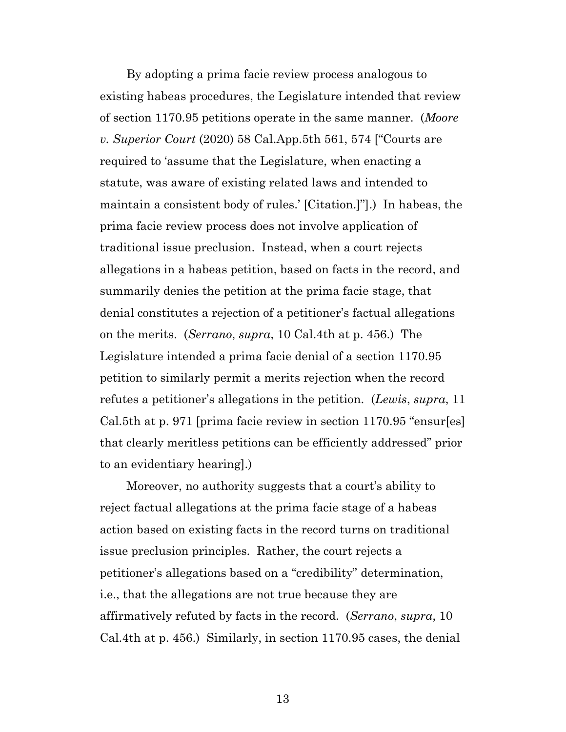By adopting a prima facie review process analogous to existing habeas procedures, the Legislature intended that review of section 1170.95 petitions operate in the same manner. (*Moore v. Superior Court* (2020) 58 Cal.App.5th 561, 574 ["Courts are required to 'assume that the Legislature, when enacting a statute, was aware of existing related laws and intended to maintain a consistent body of rules.' [Citation.]"].) In habeas, the prima facie review process does not involve application of traditional issue preclusion. Instead, when a court rejects allegations in a habeas petition, based on facts in the record, and summarily denies the petition at the prima facie stage, that denial constitutes a rejection of a petitioner's factual allegations on the merits. (*Serrano*, *supra*, 10 Cal.4th at p. 456.) The Legislature intended a prima facie denial of a section 1170.95 petition to similarly permit a merits rejection when the record refutes a petitioner's allegations in the petition. (*Lewis*, *supra*, 11 Cal.5th at p. 971 [prima facie review in section 1170.95 "ensur[es] that clearly meritless petitions can be efficiently addressed" prior to an evidentiary hearing].)

Moreover, no authority suggests that a court's ability to reject factual allegations at the prima facie stage of a habeas action based on existing facts in the record turns on traditional issue preclusion principles. Rather, the court rejects a petitioner's allegations based on a "credibility" determination, i.e., that the allegations are not true because they are affirmatively refuted by facts in the record. (*Serrano*, *supra*, 10 Cal.4th at p. 456.) Similarly, in section 1170.95 cases, the denial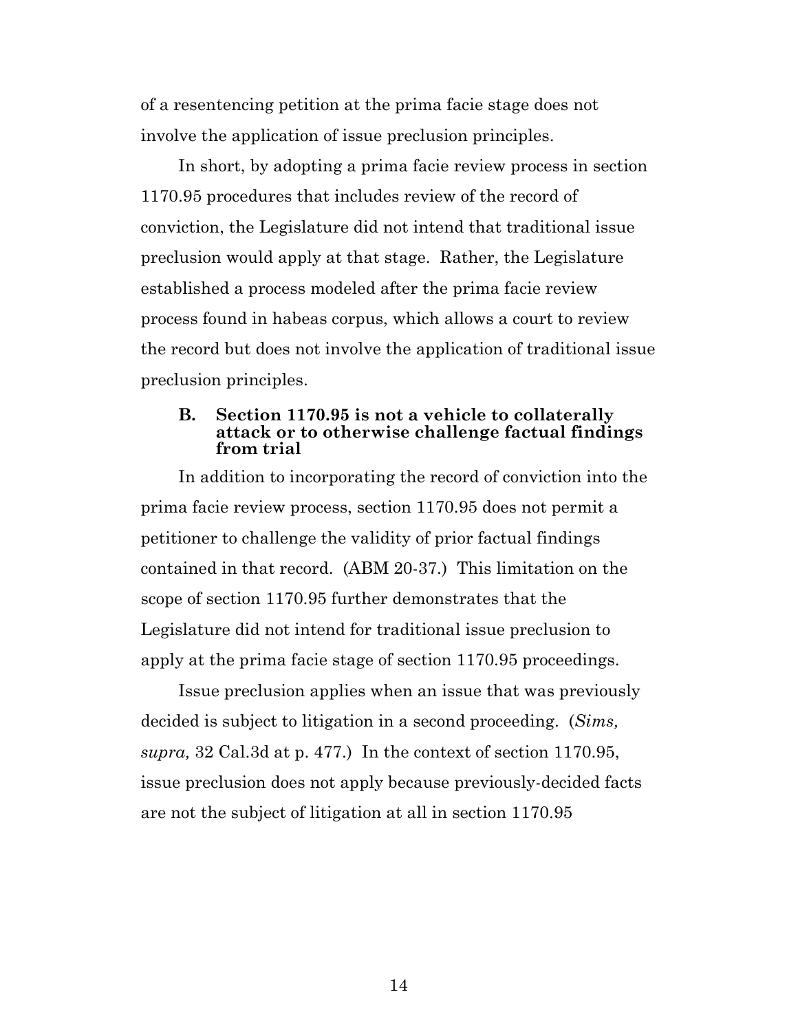of a resentencing petition at the prima facie stage does not involve the application of issue preclusion principles.

In short, by adopting a prima facie review process in section 1170.95 procedures that includes review of the record of conviction, the Legislature did not intend that traditional issue preclusion would apply at that stage. Rather, the Legislature established a process modeled after the prima facie review process found in habeas corpus, which allows a court to review the record but does not involve the application of traditional issue preclusion principles.

### B. Section 1170.95 is not a vehicle to collaterally attack or to otherwise challenge factual findings from trial

In addition to incorporating the record of conviction into the prima facie review process, section 1170.95 does not permit a petitioner to challenge the validity of prior factual findings contained in that record. (ABM 20-37.) This limitation on the scope of section 1170.95 further demonstrates that the Legislature did not intend for traditional issue preclusion to apply at the prima facie stage of section 1170.95 proceedings.

Issue preclusion applies when an issue that was previously decided is subject to litigation in a second proceeding. (*Sims, supra,* 32 Cal.3d at p. 477.) In the context of section 1170.95, issue preclusion does not apply because previously-decided facts are not the subject of litigation at all in section 1170.95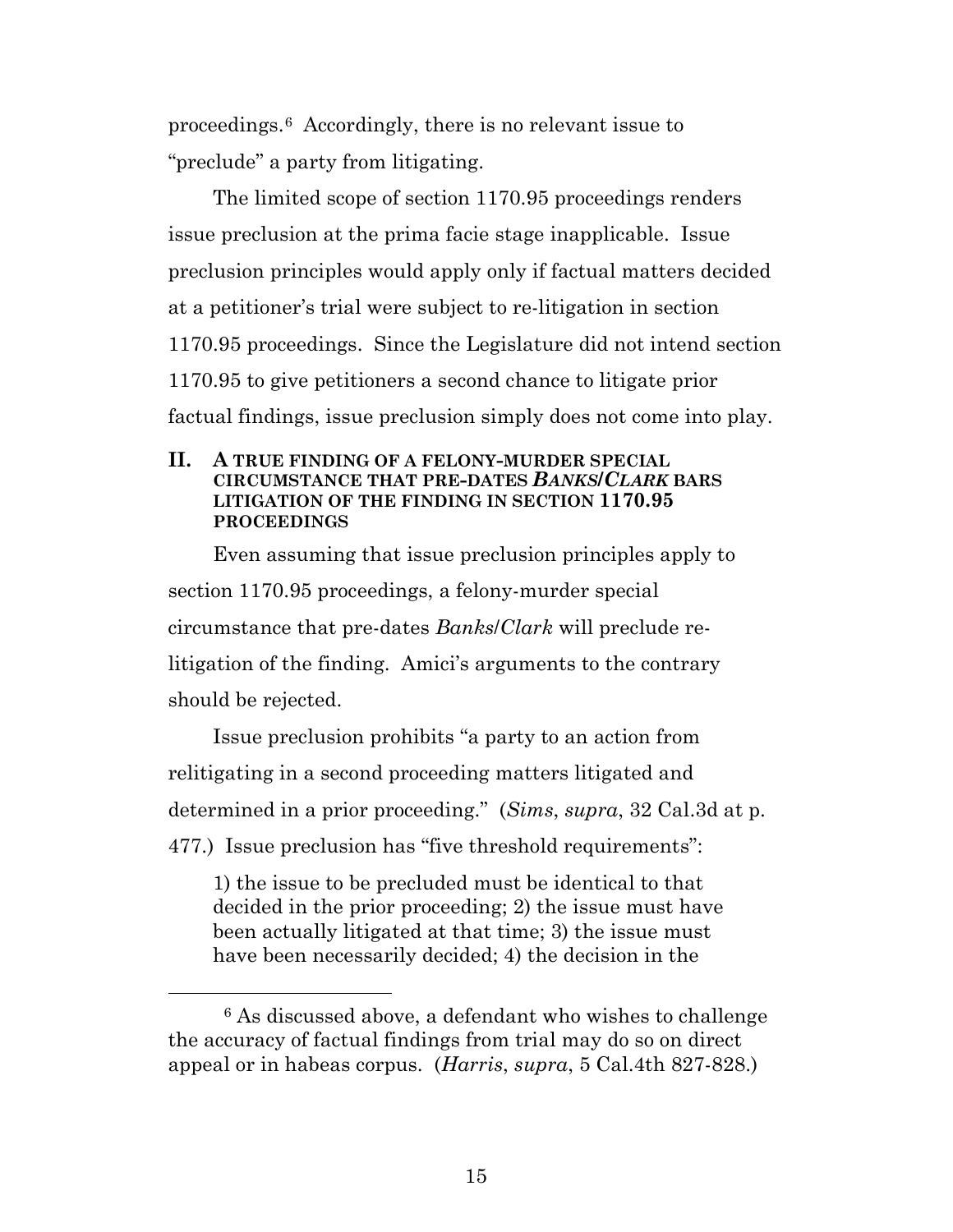proceedings.[6] Accordingly, there is no relevant issue to "preclude" a party from litigating.

The limited scope of section 1170.95 proceedings renders issue preclusion at the prima facie stage inapplicable. Issue preclusion principles would apply only if factual matters decided at a petitioner's trial were subject to re-litigation in section 1170.95 proceedings. Since the Legislature did not intend section 1170.95 to give petitioners a second chance to litigate prior factual findings, issue preclusion simply does not come into play.

## II. A TRUE FINDING OF A FELONY-MURDER SPECIAL CIRCUMSTANCE THAT PRE-DATES *BANKS/CLARK* BARS LITIGATION OF THE FINDING IN SECTION 1170.95 PROCEEDINGS

Even assuming that issue preclusion principles apply to section 1170.95 proceedings, a felony-murder special circumstance that pre-dates *Banks/Clark* will preclude re-litigation of the finding. Amici's arguments to the contrary should be rejected.

Issue preclusion prohibits "a party to an action from relitigating in a second proceeding matters litigated and determined in a prior proceeding." (*Sims*, *supra*, 32 Cal.3d at p. 477.) Issue preclusion has "five threshold requirements":

> 1) the issue to be precluded must be identical to that decided in the prior proceeding; 2) the issue must have been actually litigated at that time; 3) the issue must have been necessarily decided; 4) the decision in the

[6] As discussed above, a defendant who wishes to challenge the accuracy of factual findings from trial may do so on direct appeal or in habeas corpus. (*Harris*, *supra*, 5 Cal.4th 827-828.)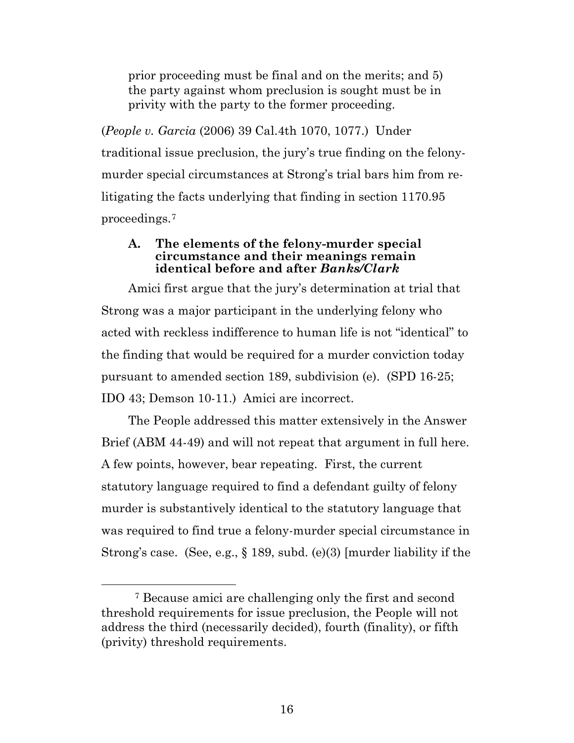prior proceeding must be final and on the merits; and 5) the party against whom preclusion is sought must be in privity with the party to the former proceeding.

(*People v. Garcia* (2006) 39 Cal.4th 1070, 1077.) Under traditional issue preclusion, the jury's true finding on the felony-murder special circumstances at Strong's trial bars him from re-litigating the facts underlying that finding in section 1170.95 proceedings.[7]

### A. The elements of the felony-murder special circumstance and their meanings remain identical before and after *Banks/Clark*

Amici first argue that the jury's determination at trial that Strong was a major participant in the underlying felony who acted with reckless indifference to human life is not "identical" to the finding that would be required for a murder conviction today pursuant to amended section 189, subdivision (e). (SPD 16-25; IDO 43; Demson 10-11.) Amici are incorrect.

The People addressed this matter extensively in the Answer Brief (ABM 44-49) and will not repeat that argument in full here. A few points, however, bear repeating. First, the current statutory language required to find a defendant guilty of felony murder is substantively identical to the statutory language that was required to find true a felony-murder special circumstance in Strong's case. (See, e.g., § 189, subd. (e)(3) [murder liability if the

---

[7] Because amici are challenging only the first and second threshold requirements for issue preclusion, the People will not address the third (necessarily decided), fourth (finality), or fifth (privity) threshold requirements.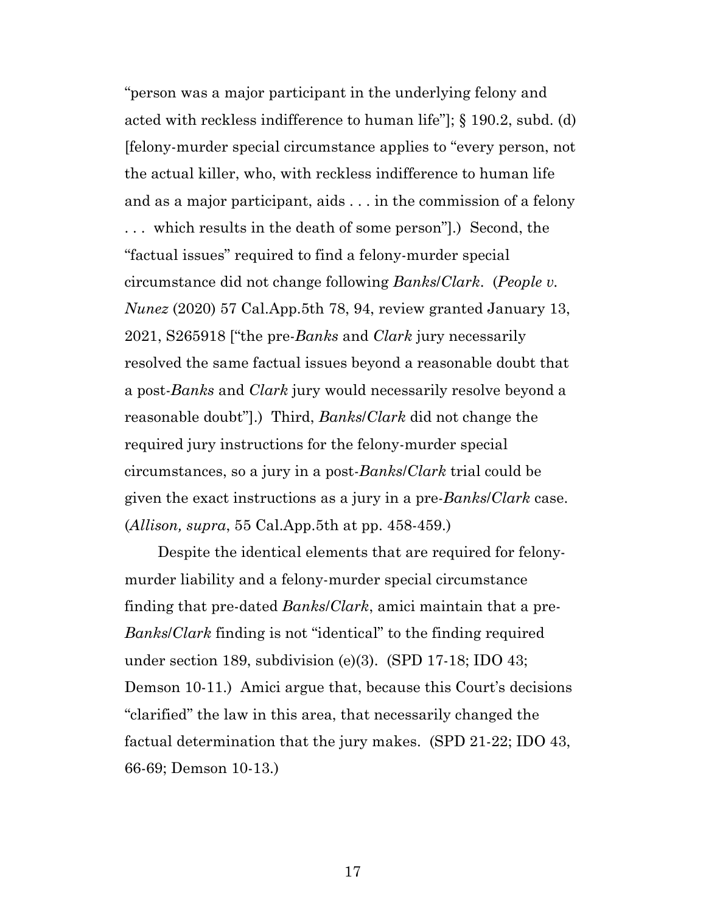"person was a major participant in the underlying felony and acted with reckless indifference to human life"]; § 190.2, subd. (d) [felony-murder special circumstance applies to "every person, not the actual killer, who, with reckless indifference to human life and as a major participant, aids . . . in the commission of a felony . . . which results in the death of some person"].) Second, the "factual issues" required to find a felony-murder special circumstance did not change following *Banks*/*Clark*. (*People v. Nunez* (2020) 57 Cal.App.5th 78, 94, review granted January 13, 2021, S265918 ["the pre-*Banks* and *Clark* jury necessarily resolved the same factual issues beyond a reasonable doubt that a post-*Banks* and *Clark* jury would necessarily resolve beyond a reasonable doubt"].) Third, *Banks*/*Clark* did not change the required jury instructions for the felony-murder special circumstances, so a jury in a post-*Banks*/*Clark* trial could be given the exact instructions as a jury in a pre-*Banks*/*Clark* case. (*Allison, supra*, 55 Cal.App.5th at pp. 458-459.)

Despite the identical elements that are required for felony-murder liability and a felony-murder special circumstance finding that pre-dated *Banks*/*Clark*, amici maintain that a pre-*Banks*/*Clark* finding is not "identical" to the finding required under section 189, subdivision (e)(3). (SPD 17-18; IDO 43; Demson 10-11.) Amici argue that, because this Court's decisions "clarified" the law in this area, that necessarily changed the factual determination that the jury makes. (SPD 21-22; IDO 43, 66-69; Demson 10-13.)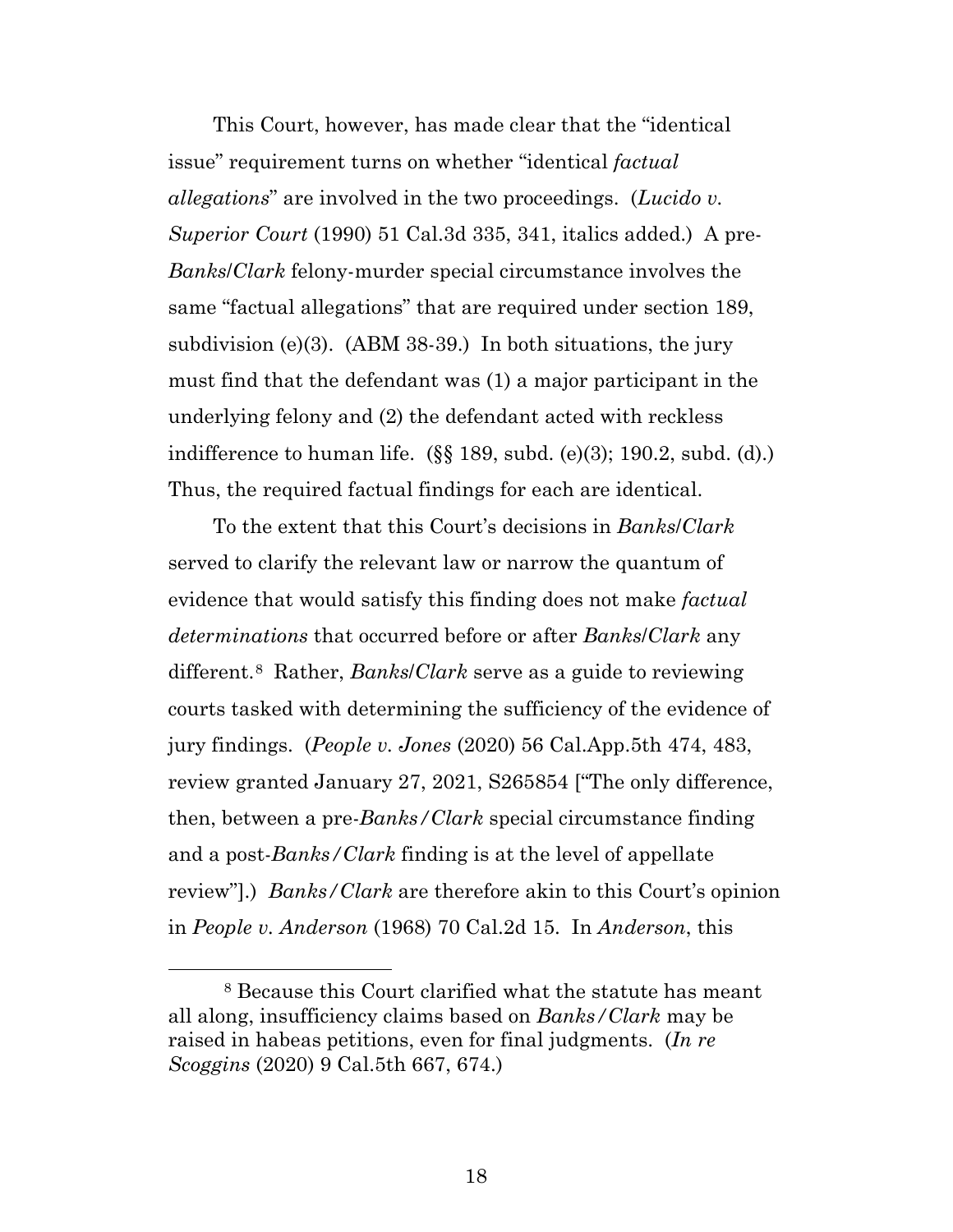This Court, however, has made clear that the "identical issue" requirement turns on whether "identical *factual allegations*" are involved in the two proceedings. (*Lucido v. Superior Court* (1990) 51 Cal.3d 335, 341, italics added.) A pre-*Banks*/*Clark* felony-murder special circumstance involves the same "factual allegations" that are required under section 189, subdivision (e)(3). (ABM 38-39.) In both situations, the jury must find that the defendant was (1) a major participant in the underlying felony and (2) the defendant acted with reckless indifference to human life. (§§ 189, subd. (e)(3); 190.2, subd. (d).) Thus, the required factual findings for each are identical.

To the extent that this Court's decisions in *Banks*/*Clark* served to clarify the relevant law or narrow the quantum of evidence that would satisfy this finding does not make *factual determinations* that occurred before or after *Banks*/*Clark* any different.[8] Rather, *Banks*/*Clark* serve as a guide to reviewing courts tasked with determining the sufficiency of the evidence of jury findings. (*People v. Jones* (2020) 56 Cal.App.5th 474, 483, review granted January 27, 2021, S265854 ["The only difference, then, between a pre-*Banks/Clark* special circumstance finding and a post-*Banks/Clark* finding is at the level of appellate review"].) *Banks/Clark* are therefore akin to this Court's opinion in *People v. Anderson* (1968) 70 Cal.2d 15. In *Anderson*, this

[8] Because this Court clarified what the statute has meant all along, insufficiency claims based on *Banks/Clark* may be raised in habeas petitions, even for final judgments. (*In re Scoggins* (2020) 9 Cal.5th 667, 674.)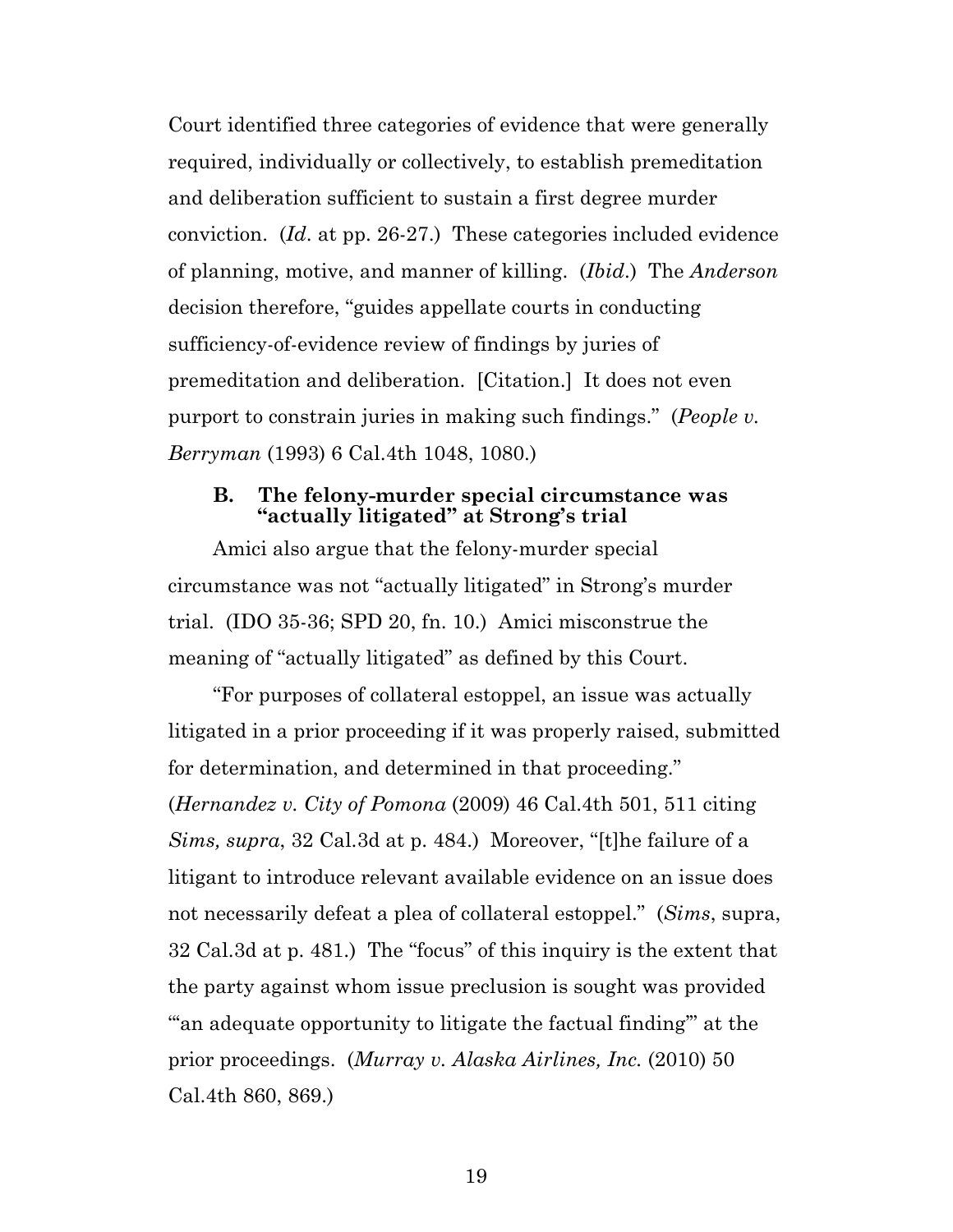Court identified three categories of evidence that were generally required, individually or collectively, to establish premeditation and deliberation sufficient to sustain a first degree murder conviction. (*Id*. at pp. 26-27.) These categories included evidence of planning, motive, and manner of killing. (*Ibid*.) The *Anderson* decision therefore, "guides appellate courts in conducting sufficiency-of-evidence review of findings by juries of premeditation and deliberation. [Citation.] It does not even purport to constrain juries in making such findings." (*People v. Berryman* (1993) 6 Cal.4th 1048, 1080.)

### B. The felony-murder special circumstance was "actually litigated" at Strong's trial

Amici also argue that the felony-murder special circumstance was not "actually litigated" in Strong's murder trial. (IDO 35-36; SPD 20, fn. 10.) Amici misconstrue the meaning of "actually litigated" as defined by this Court.

"For purposes of collateral estoppel, an issue was actually litigated in a prior proceeding if it was properly raised, submitted for determination, and determined in that proceeding." (*Hernandez v. City of Pomona* (2009) 46 Cal.4th 501, 511 citing *Sims, supra*, 32 Cal.3d at p. 484.) Moreover, "[t]he failure of a litigant to introduce relevant available evidence on an issue does not necessarily defeat a plea of collateral estoppel." (*Sims*, supra, 32 Cal.3d at p. 481.) The "focus" of this inquiry is the extent that the party against whom issue preclusion is sought was provided "'an adequate opportunity to litigate the factual finding'" at the prior proceedings. (*Murray v. Alaska Airlines, Inc.* (2010) 50 Cal.4th 860, 869.)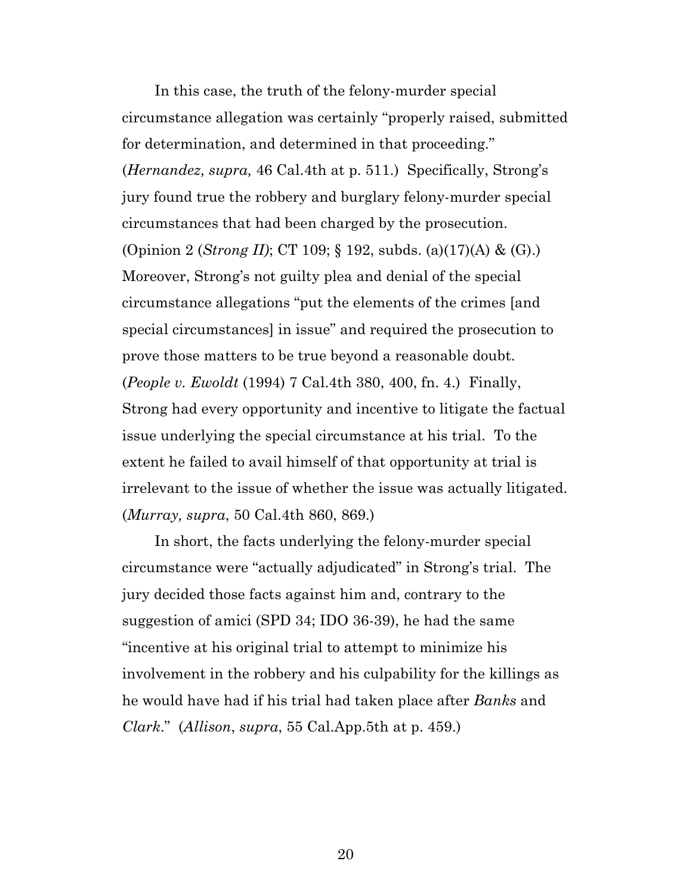In this case, the truth of the felony-murder special circumstance allegation was certainly "properly raised, submitted for determination, and determined in that proceeding." (*Hernandez, supra,* 46 Cal.4th at p. 511.) Specifically, Strong's jury found true the robbery and burglary felony-murder special circumstances that had been charged by the prosecution. (Opinion 2 (*Strong II*); CT 109; § 192, subds. (a)(17)(A) & (G).) Moreover, Strong's not guilty plea and denial of the special circumstance allegations "put the elements of the crimes [and special circumstances] in issue" and required the prosecution to prove those matters to be true beyond a reasonable doubt. (*People v. Ewoldt* (1994) 7 Cal.4th 380, 400, fn. 4.) Finally, Strong had every opportunity and incentive to litigate the factual issue underlying the special circumstance at his trial. To the extent he failed to avail himself of that opportunity at trial is irrelevant to the issue of whether the issue was actually litigated. (*Murray, supra*, 50 Cal.4th 860, 869.)

In short, the facts underlying the felony-murder special circumstance were "actually adjudicated" in Strong's trial. The jury decided those facts against him and, contrary to the suggestion of amici (SPD 34; IDO 36-39), he had the same "incentive at his original trial to attempt to minimize his involvement in the robbery and his culpability for the killings as he would have had if his trial had taken place after *Banks* and *Clark*." (*Allison*, *supra*, 55 Cal.App.5th at p. 459.)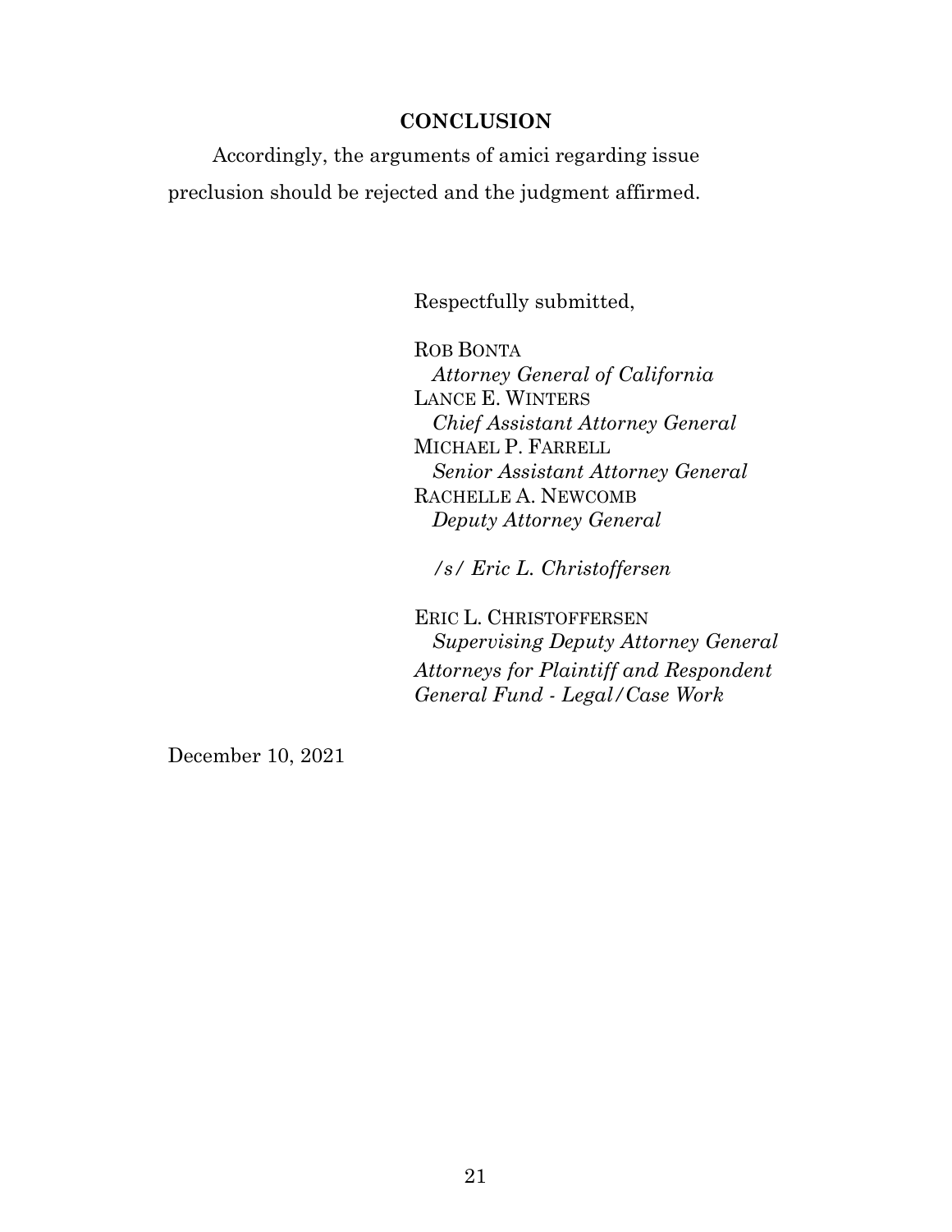## CONCLUSION

Accordingly, the arguments of amici regarding issue preclusion should be rejected and the judgment affirmed.

Respectfully submitted,

ROB BONTA
*Attorney General of California*
LANCE E. WINTERS
*Chief Assistant Attorney General*
MICHAEL P. FARRELL
*Senior Assistant Attorney General*
RACHELLE A. NEWCOMB
*Deputy Attorney General*

*/s/ Eric L. Christoffersen*

ERIC L. CHRISTOFFERSEN
*Supervising Deputy Attorney General*
*Attorneys for Plaintiff and Respondent*
*General Fund - Legal/Case Work*

December 10, 2021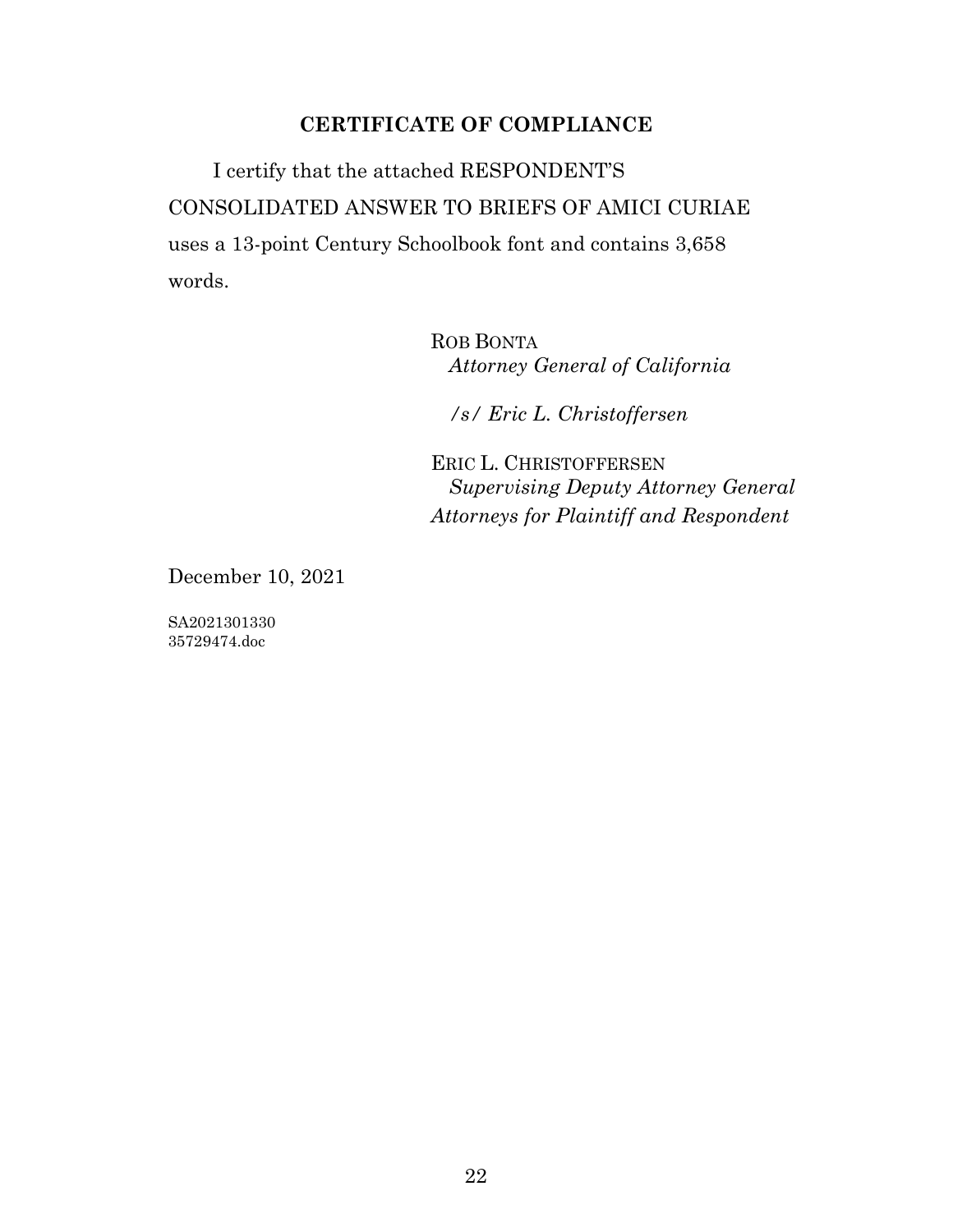## CERTIFICATE OF COMPLIANCE

I certify that the attached RESPONDENT'S CONSOLIDATED ANSWER TO BRIEFS OF AMICI CURIAE uses a 13-point Century Schoolbook font and contains 3,658 words.

ROB BONTA
*Attorney General of California*

*/s/ Eric L. Christoffersen*

ERIC L. CHRISTOFFERSEN
*Supervising Deputy Attorney General*
*Attorneys for Plaintiff and Respondent*

December 10, 2021

SA2021301330
35729474.doc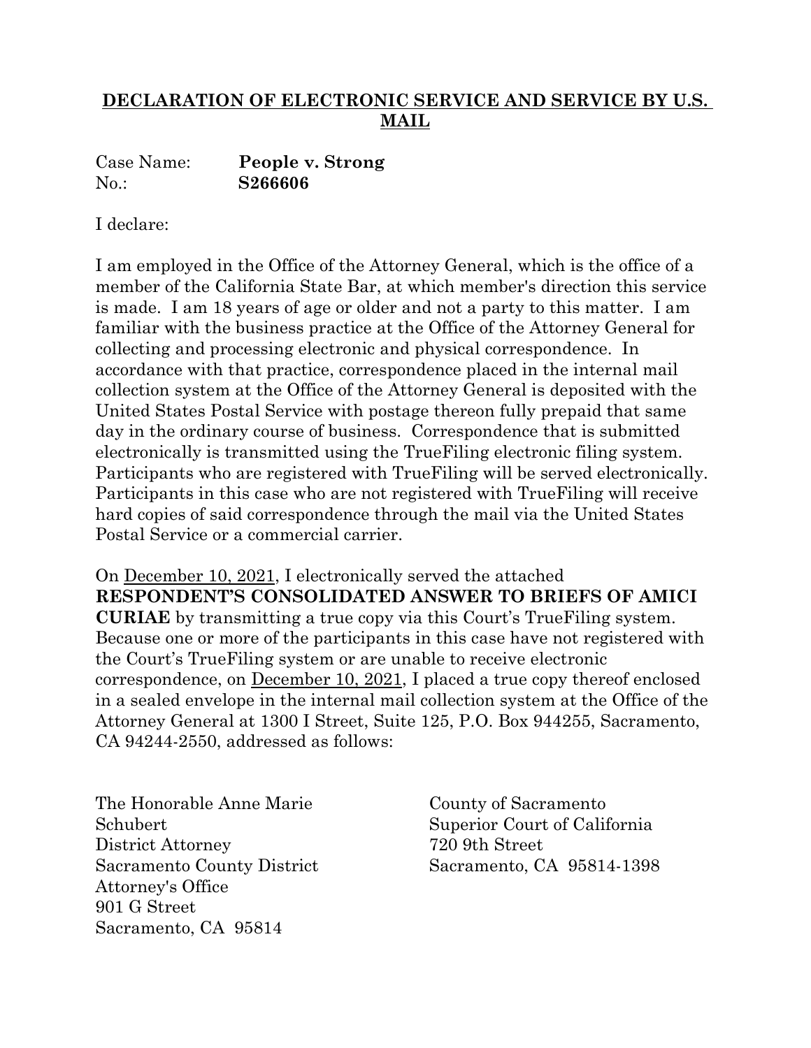## DECLARATION OF ELECTRONIC SERVICE AND SERVICE BY U.S. MAIL

Case Name: **People v. Strong**
No.: **S266606**

I declare:

I am employed in the Office of the Attorney General, which is the office of a member of the California State Bar, at which member's direction this service is made. I am 18 years of age or older and not a party to this matter. I am familiar with the business practice at the Office of the Attorney General for collecting and processing electronic and physical correspondence. In accordance with that practice, correspondence placed in the internal mail collection system at the Office of the Attorney General is deposited with the United States Postal Service with postage thereon fully prepaid that same day in the ordinary course of business. Correspondence that is submitted electronically is transmitted using the TrueFiling electronic filing system. Participants who are registered with TrueFiling will be served electronically. Participants in this case who are not registered with TrueFiling will receive hard copies of said correspondence through the mail via the United States Postal Service or a commercial carrier.

On December 10, 2021, I electronically served the attached **RESPONDENT'S CONSOLIDATED ANSWER TO BRIEFS OF AMICI CURIAE** by transmitting a true copy via this Court's TrueFiling system. Because one or more of the participants in this case have not registered with the Court's TrueFiling system or are unable to receive electronic correspondence, on December 10, 2021, I placed a true copy thereof enclosed in a sealed envelope in the internal mail collection system at the Office of the Attorney General at 1300 I Street, Suite 125, P.O. Box 944255, Sacramento, CA 94244-2550, addressed as follows:

The Honorable Anne Marie Schubert
District Attorney
Sacramento County District Attorney's Office
901 G Street
Sacramento, CA 95814

County of Sacramento
Superior Court of California
720 9th Street
Sacramento, CA 95814-1398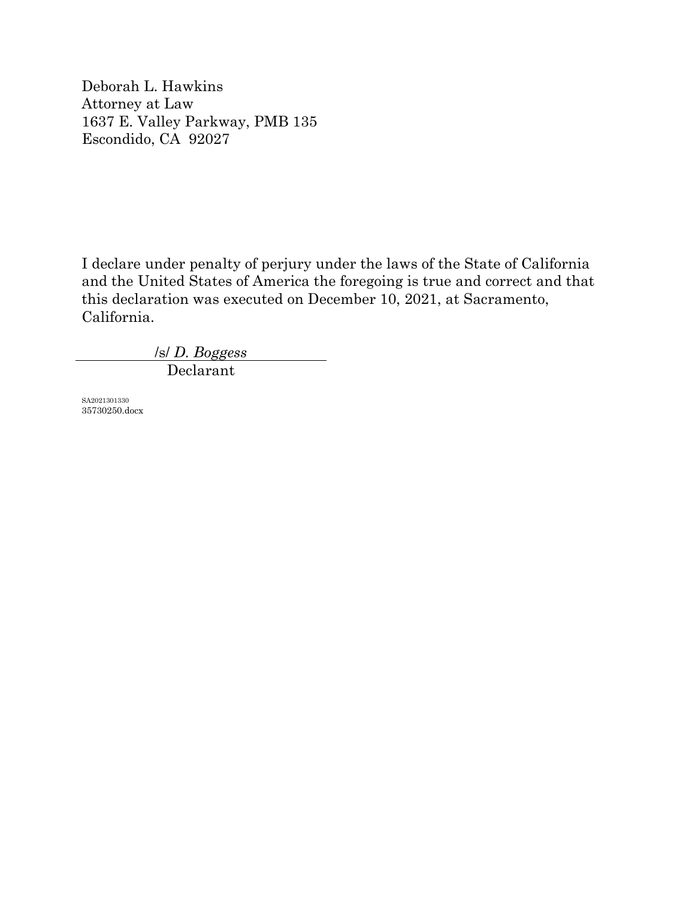Deborah L. Hawkins
Attorney at Law
1637 E. Valley Parkway, PMB 135
Escondido, CA 92027

I declare under penalty of perjury under the laws of the State of California and the United States of America the foregoing is true and correct and that this declaration was executed on December 10, 2021, at Sacramento, California.

/s/ *D. Boggess*
Declarant

SA2021301330
35730250.docx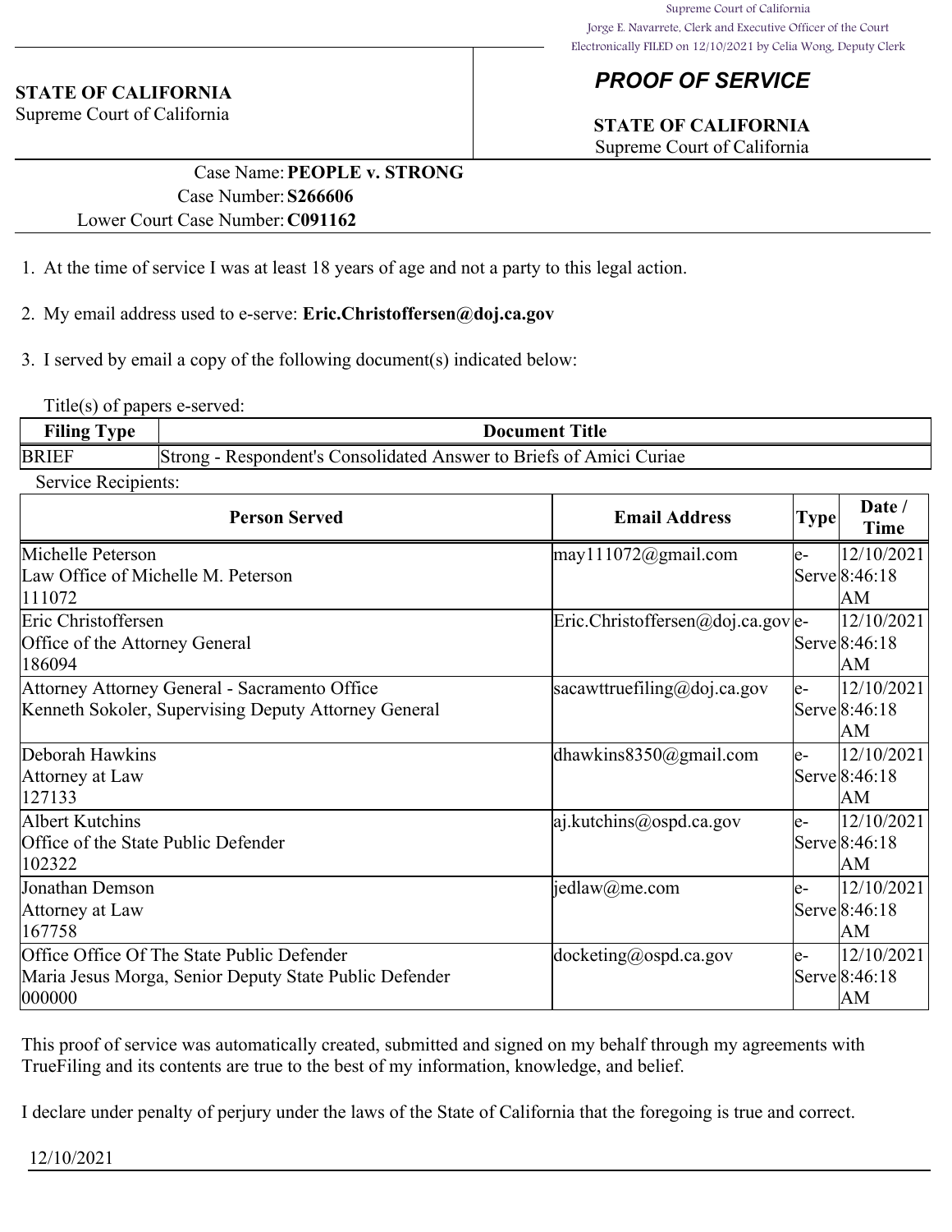Supreme Court of California
Jorge E. Navarrete, Clerk and Executive Officer of the Court
Electronically FILED on 12/10/2021 by Celia Wong, Deputy Clerk

**STATE OF CALIFORNIA**
Supreme Court of California

# *PROOF OF SERVICE*

**STATE OF CALIFORNIA**
Supreme Court of California

Case Name: **PEOPLE v. STRONG**
Case Number: **S266606**
Lower Court Case Number: **C091162**

1. At the time of service I was at least 18 years of age and not a party to this legal action.

2. My email address used to e-serve: **Eric.Christoffersen@doj.ca.gov**

3. I served by email a copy of the following document(s) indicated below:

Title(s) of papers e-served:

| Filing Type | Document Title |
|---|---|
| BRIEF | Strong - Respondent's Consolidated Answer to Briefs of Amici Curiae |

Service Recipients:

| Person Served | Email Address | Type | Date / Time |
|---|---|---|---|
| Michelle Peterson<br>Law Office of Michelle M. Peterson<br>111072 | may111072@gmail.com | e-Serve | 12/10/2021 8:46:18 AM |
| Eric Christoffersen<br>Office of the Attorney General<br>186094 | Eric.Christoffersen@doj.ca.gov | e-Serve | 12/10/2021 8:46:18 AM |
| Attorney Attorney General - Sacramento Office<br>Kenneth Sokoler, Supervising Deputy Attorney General | sacawttruefiling@doj.ca.gov | e-Serve | 12/10/2021 8:46:18 AM |
| Deborah Hawkins<br>Attorney at Law<br>127133 | dhawkins8350@gmail.com | e-Serve | 12/10/2021 8:46:18 AM |
| Albert Kutchins<br>Office of the State Public Defender<br>102322 | aj.kutchins@ospd.ca.gov | e-Serve | 12/10/2021 8:46:18 AM |
| Jonathan Demson<br>Attorney at Law<br>167758 | jedlaw@me.com | e-Serve | 12/10/2021 8:46:18 AM |
| Office Office Of The State Public Defender<br>Maria Jesus Morga, Senior Deputy State Public Defender<br>000000 | docketing@ospd.ca.gov | e-Serve | 12/10/2021 8:46:18 AM |

This proof of service was automatically created, submitted and signed on my behalf through my agreements with TrueFiling and its contents are true to the best of my information, knowledge, and belief.

I declare under penalty of perjury under the laws of the State of California that the foregoing is true and correct.

12/10/2021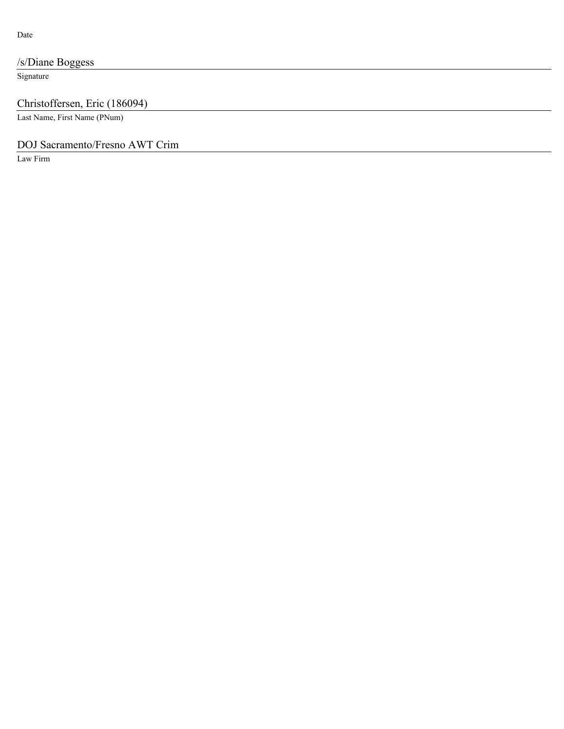Date

/s/Diane Boggess

Signature

Christoffersen, Eric (186094)

Last Name, First Name (PNum)

DOJ Sacramento/Fresno AWT Crim

Law Firm